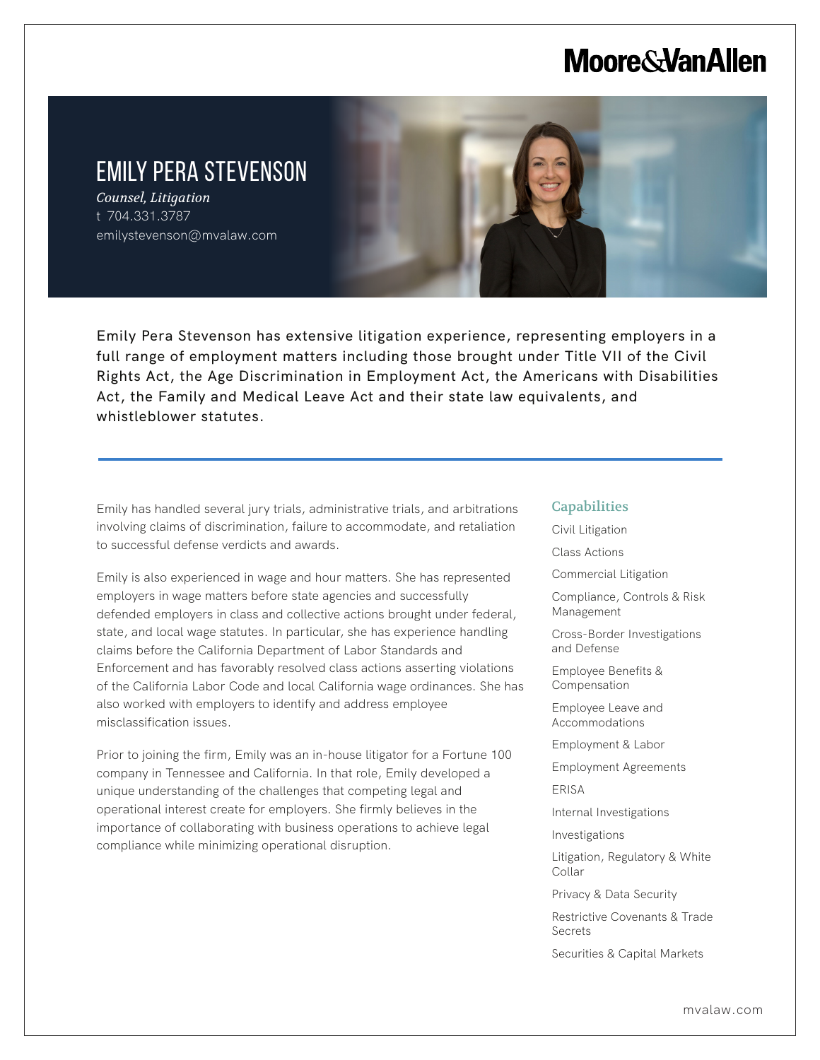Moore&VanAllen

# EMILY PERA STEVENSON

*Counsel, Litigation*

t 704.331.3787

emilystevenson@mvalaw.com

Emily Pera Stevenson has extensive litigation experience, representing employers in a full range of employment matters including those brought under Title VII of the Civil Rights Act, the Age Discrimination in Employment Act, the Americans with Disabilities Act, the Family and Medical Leave Act and their state law equivalents, and whistleblower statutes.

Emily has handled several jury trials, administrative trials, and arbitrations involving claims of discrimination, failure to accommodate, and retaliation to successful defense verdicts and awards.

Emily is also experienced in wage and hour matters. She has represented employers in wage matters before state agencies and successfully defended employers in class and collective actions brought under federal, state, and local wage statutes. In particular, she has experience handling claims before the California Department of Labor Standards and Enforcement and has favorably resolved class actions asserting violations of the California Labor Code and local California wage ordinances. She has also worked with employers to identify and address employee misclassification issues.

Prior to joining the firm, Emily was an in-house litigator for a Fortune 100 company in Tennessee and California. In that role, Emily developed a unique understanding of the challenges that competing legal and operational interest create for employers. She firmly believes in the importance of collaborating with business operations to achieve legal compliance while minimizing operational disruption.

## Capabilities

- Civil Litigation
- Class Actions
- Commercial Litigation
- Compliance, Controls & Risk Management
- Cross-Border Investigations and Defense
- Employee Benefits & Compensation
- Employee Leave and Accommodations
- Employment & Labor
- Employment Agreements
- ERISA
- Internal Investigations
- Investigations
- Litigation, Regulatory & White Collar
- Privacy & Data Security
- Restrictive Covenants & Trade Secrets
- Securities & Capital Markets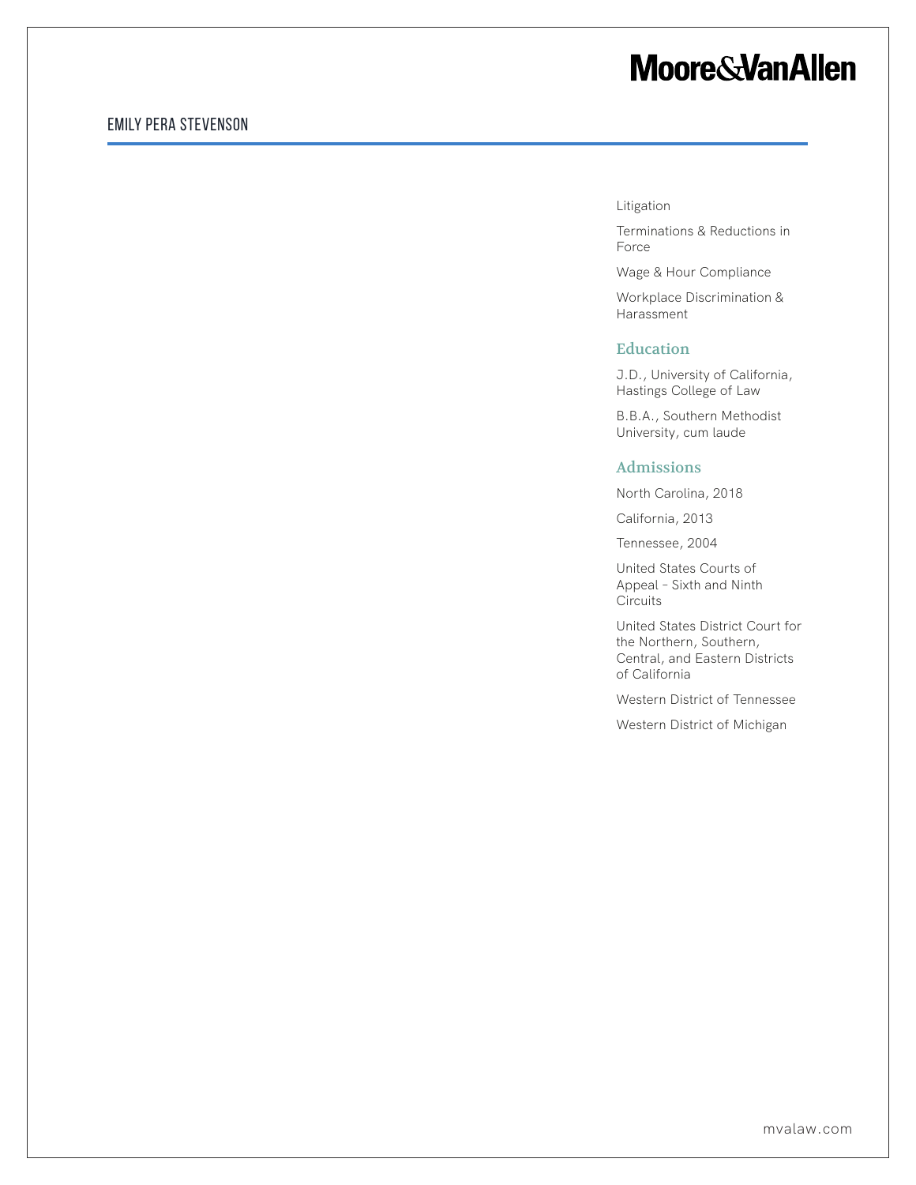Litigation

Terminations & Reductions in Force

Wage & Hour Compliance

Workplace Discrimination & Harassment

## Education

J.D., University of California, Hastings College of Law

B.B.A., Southern Methodist University, cum laude

## Admissions

North Carolina, 2018

California, 2013

Tennessee, 2004

United States Courts of Appeal – Sixth and Ninth Circuits

United States District Court for the Northern, Southern, Central, and Eastern Districts of California

Western District of Tennessee

Western District of Michigan